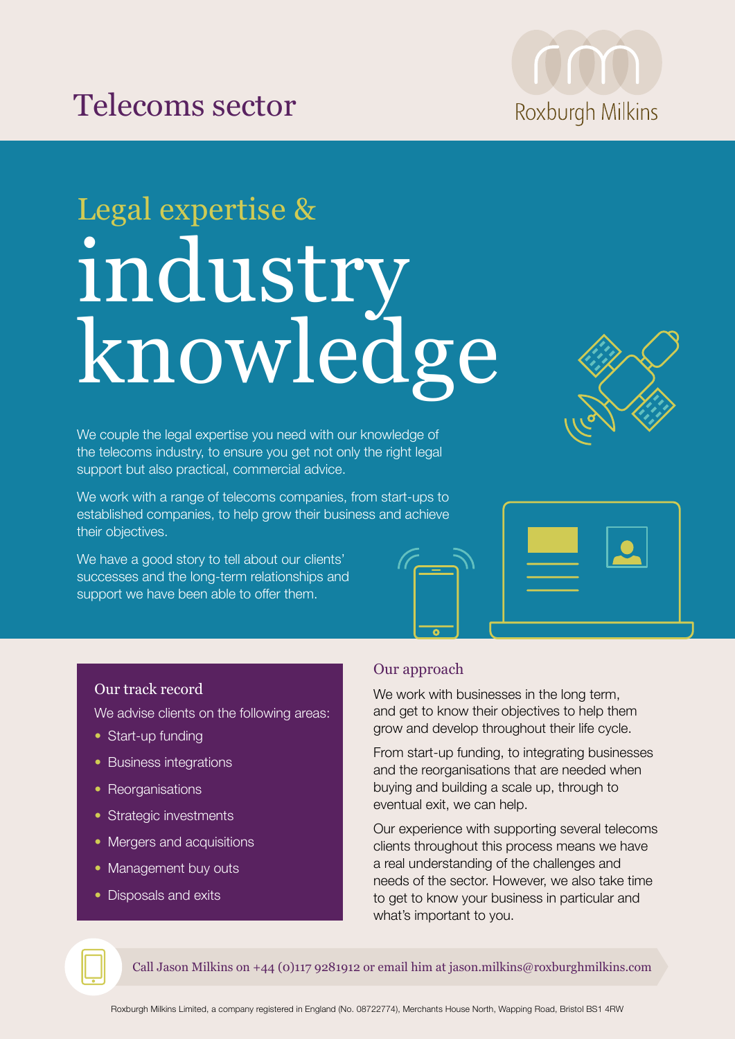# Telecoms sector

Roxburgh Milkins

## Legal expertise & industry knowledge

We couple the legal expertise you need with our knowledge of the telecoms industry, to ensure you get not only the right legal support but also practical, commercial advice.

We work with a range of telecoms companies, from start-ups to established companies, to help grow their business and achieve their objectives.

We have a good story to tell about our clients' successes and the long-term relationships and support we have been able to offer them.

### Our track record

We advise clients on the following areas:

- Start-up funding
- Business integrations
- Reorganisations
- Strategic investments
- Mergers and acquisitions
- Management buy outs
- Disposals and exits

### Our approach

We work with businesses in the long term, and get to know their objectives to help them grow and develop throughout their life cycle.

From start-up funding, to integrating businesses and the reorganisations that are needed when buying and building a scale up, through to eventual exit, we can help.

Our experience with supporting several telecoms clients throughout this process means we have a real understanding of the challenges and needs of the sector. However, we also take time to get to know your business in particular and what's important to you.

Call Jason Milkins on +44 (0)117 9281912 or email him at jason.milkins@roxburghmilkins.com

Roxburgh Milkins Limited, a company registered in England (No. 08722774), Merchants House North, Wapping Road, Bristol BS1 4RW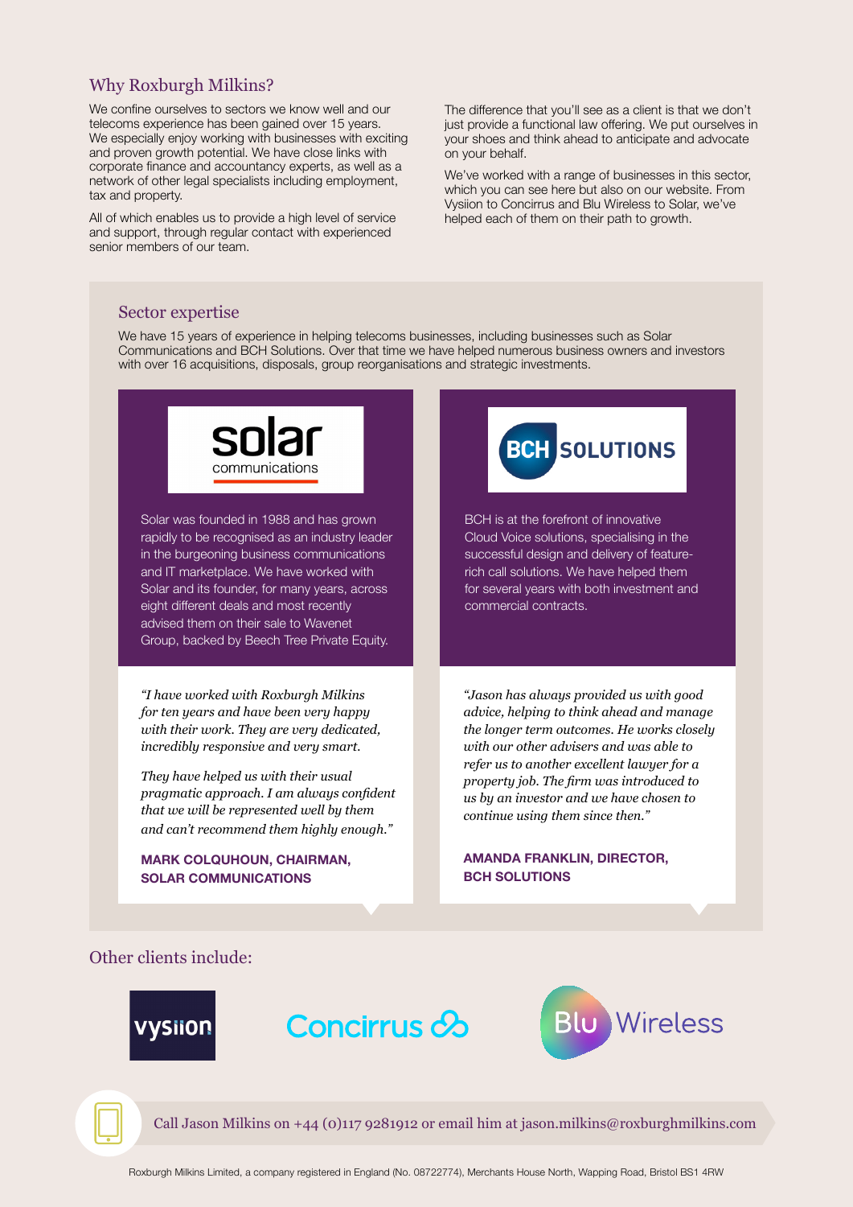## Why Roxburgh Milkins?

We confine ourselves to sectors we know well and our telecoms experience has been gained over 15 years. We especially enjoy working with businesses with exciting and proven growth potential. We have close links with corporate finance and accountancy experts, as well as a network of other legal specialists including employment, tax and property.

All of which enables us to provide a high level of service and support, through regular contact with experienced senior members of our team.

The difference that you'll see as a client is that we don't just provide a functional law offering. We put ourselves in your shoes and think ahead to anticipate and advocate on your behalf.

We've worked with a range of businesses in this sector, which you can see here but also on our website. From Vysiion to Concirrus and Blu Wireless to Solar, we've helped each of them on their path to growth.

## Sector expertise

We have 15 years of experience in helping telecoms businesses, including businesses such as Solar Communications and BCH Solutions. Over that time we have helped numerous business owners and investors with over 16 acquisitions, disposals, group reorganisations and strategic investments.

solar communications

Solar was founded in 1988 and has grown rapidly to be recognised as an industry leader in the burgeoning business communications and IT marketplace. We have worked with Solar and its founder, for many years, across eight different deals and most recently advised them on their sale to Wavenet Group, backed by Beech Tree Private Equity.

*"I have worked with Roxburgh Milkins for ten years and have been very happy with their work. They are very dedicated, incredibly responsive and very smart.*

*They have helped us with their usual pragmatic approach. I am always confident that we will be represented well by them and can't recommend them highly enough."*

**MARK COLQUHOUN, CHAIRMAN, SOLAR COMMUNICATIONS**

BCH SOLUTIONS

BCH is at the forefront of innovative Cloud Voice solutions, specialising in the successful design and delivery of feature-rich call solutions. We have helped them for several years with both investment and commercial contracts.

*"Jason has always provided us with good advice, helping to think ahead and manage the longer term outcomes. He works closely with our other advisers and was able to refer us to another excellent lawyer for a property job. The firm was introduced to us by an investor and we have chosen to continue using them since then."*

**AMANDA FRANKLIN, DIRECTOR, BCH SOLUTIONS**

## Other clients include:

vysiion

Concirrus

Blu Wireless

Call Jason Milkins on +44 (0)117 9281912 or email him at jason.milkins@roxburghmilkins.com

Roxburgh Milkins Limited, a company registered in England (No. 08722774), Merchants House North, Wapping Road, Bristol BS1 4RW